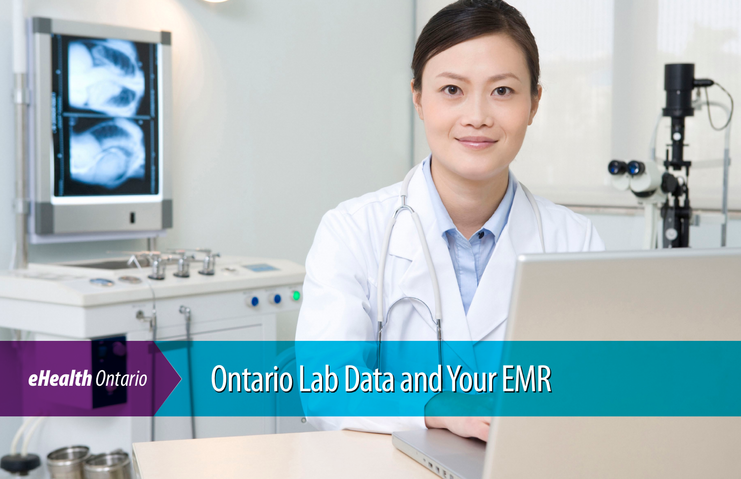eHealth Ontario

# Ontario Lab Data and Your EMR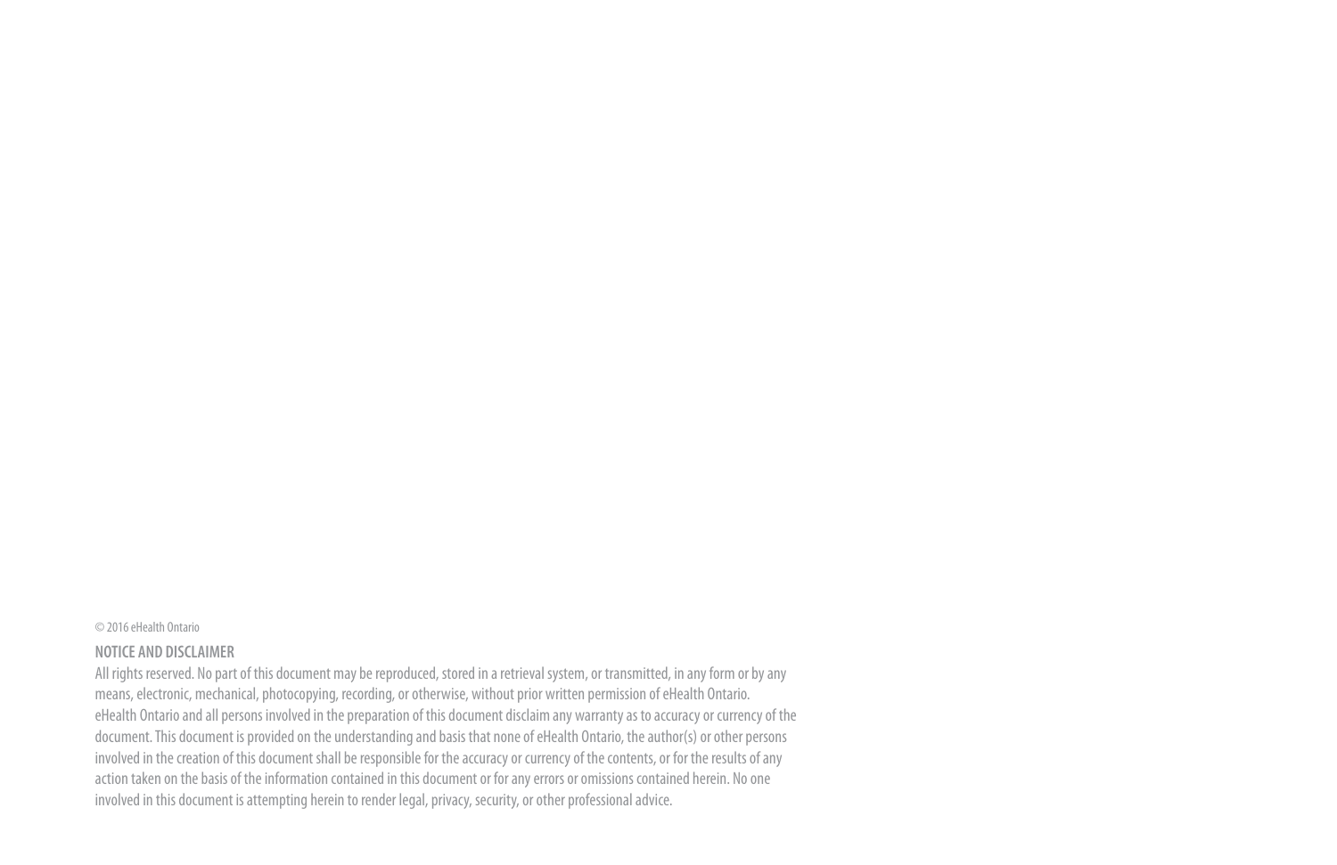© 2016 eHealth Ontario

**NOTICE AND DISCLAIMER**

All rights reserved. No part of this document may be reproduced, stored in a retrieval system, or transmitted, in any form or by any means, electronic, mechanical, photocopying, recording, or otherwise, without prior written permission of eHealth Ontario.
eHealth Ontario and all persons involved in the preparation of this document disclaim any warranty as to accuracy or currency of the document. This document is provided on the understanding and basis that none of eHealth Ontario, the author(s) or other persons involved in the creation of this document shall be responsible for the accuracy or currency of the contents, or for the results of any action taken on the basis of the information contained in this document or for any errors or omissions contained herein. No one involved in this document is attempting herein to render legal, privacy, security, or other professional advice.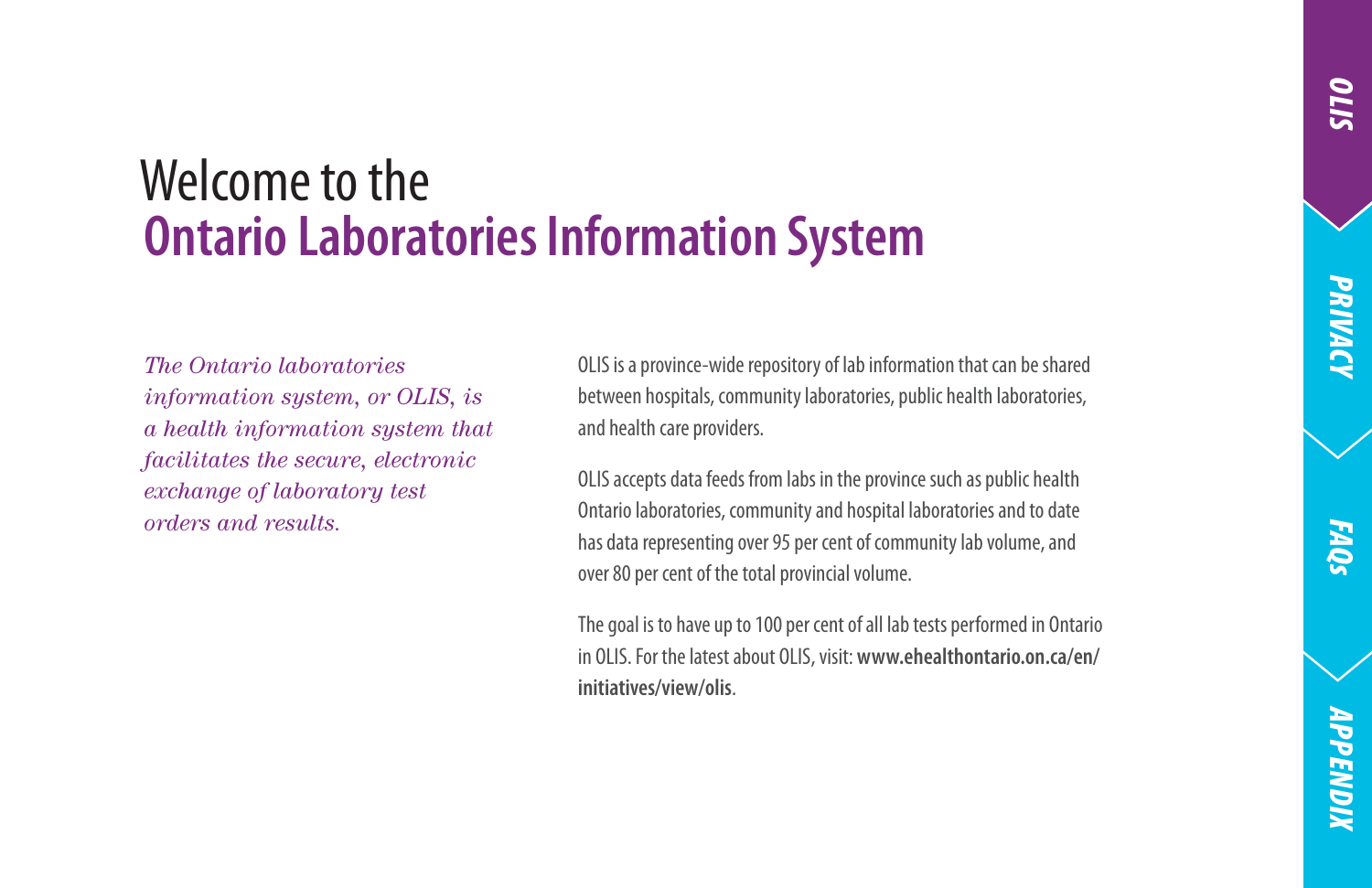# Welcome to the Ontario Laboratories Information System

*The Ontario laboratories information system, or OLIS, is a health information system that facilitates the secure, electronic exchange of laboratory test orders and results.*

OLIS is a province-wide repository of lab information that can be shared between hospitals, community laboratories, public health laboratories, and health care providers.

OLIS accepts data feeds from labs in the province such as public health Ontario laboratories, community and hospital laboratories and to date has data representing over 95 per cent of community lab volume, and over 80 per cent of the total provincial volume.

The goal is to have up to 100 per cent of all lab tests performed in Ontario in OLIS. For the latest about OLIS, visit: **www.ehealthontario.on.ca/en/initiatives/view/olis**.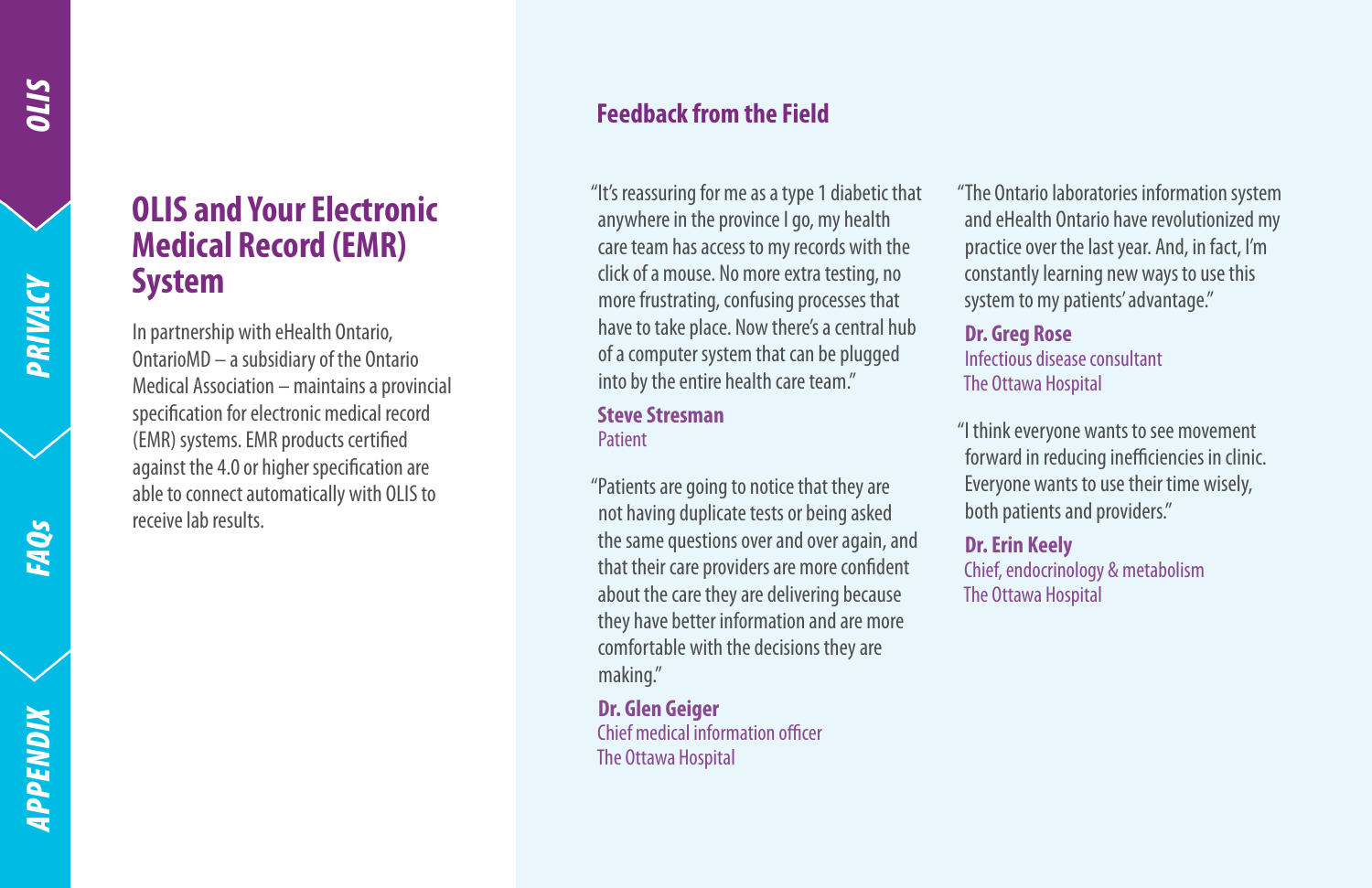## OLIS and Your Electronic Medical Record (EMR) System

In partnership with eHealth Ontario, OntarioMD – a subsidiary of the Ontario Medical Association – maintains a provincial specification for electronic medical record (EMR) systems. EMR products certified against the 4.0 or higher specification are able to connect automatically with OLIS to receive lab results.

### Feedback from the Field

"It's reassuring for me as a type 1 diabetic that anywhere in the province I go, my health care team has access to my records with the click of a mouse. No more extra testing, no more frustrating, confusing processes that have to take place. Now there's a central hub of a computer system that can be plugged into by the entire health care team."

**Steve Stresman**
Patient

"Patients are going to notice that they are not having duplicate tests or being asked the same questions over and over again, and that their care providers are more confident about the care they are delivering because they have better information and are more comfortable with the decisions they are making."

**Dr. Glen Geiger**
Chief medical information officer
The Ottawa Hospital

"The Ontario laboratories information system and eHealth Ontario have revolutionized my practice over the last year. And, in fact, I'm constantly learning new ways to use this system to my patients' advantage."

**Dr. Greg Rose**
Infectious disease consultant
The Ottawa Hospital

"I think everyone wants to see movement forward in reducing inefficiencies in clinic. Everyone wants to use their time wisely, both patients and providers."

**Dr. Erin Keely**
Chief, endocrinology & metabolism
The Ottawa Hospital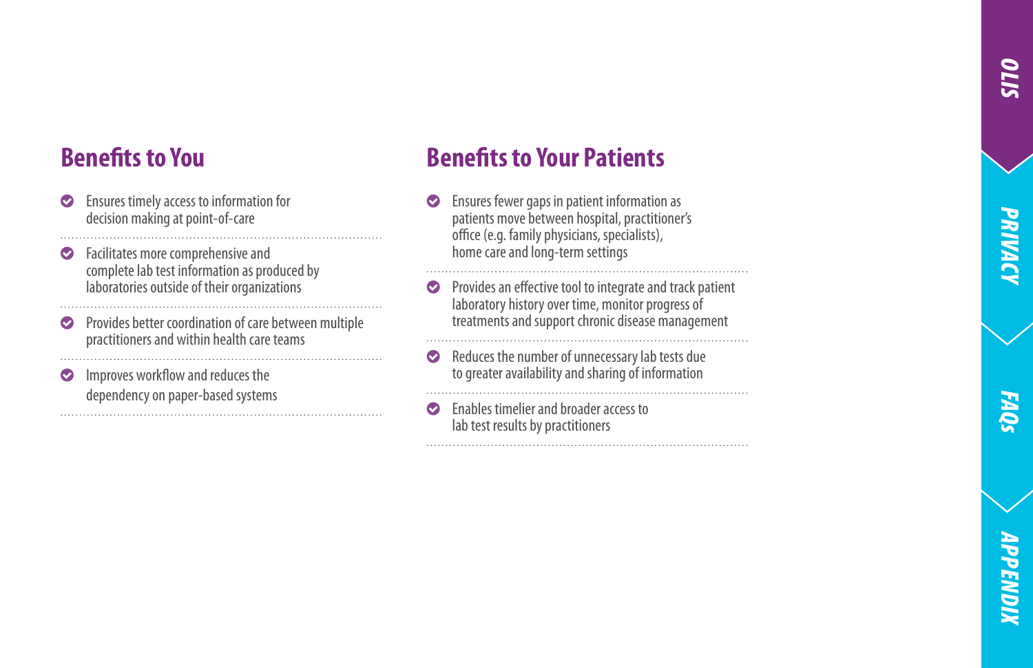## Benefits to You

- Ensures timely access to information for decision making at point-of-care
- Facilitates more comprehensive and complete lab test information as produced by laboratories outside of their organizations
- Provides better coordination of care between multiple practitioners and within health care teams
- Improves workflow and reduces the dependency on paper-based systems

## Benefits to Your Patients

- Ensures fewer gaps in patient information as patients move between hospital, practitioner's office (e.g. family physicians, specialists), home care and long-term settings
- Provides an effective tool to integrate and track patient laboratory history over time, monitor progress of treatments and support chronic disease management
- Reduces the number of unnecessary lab tests due to greater availability and sharing of information
- Enables timelier and broader access to lab test results by practitioners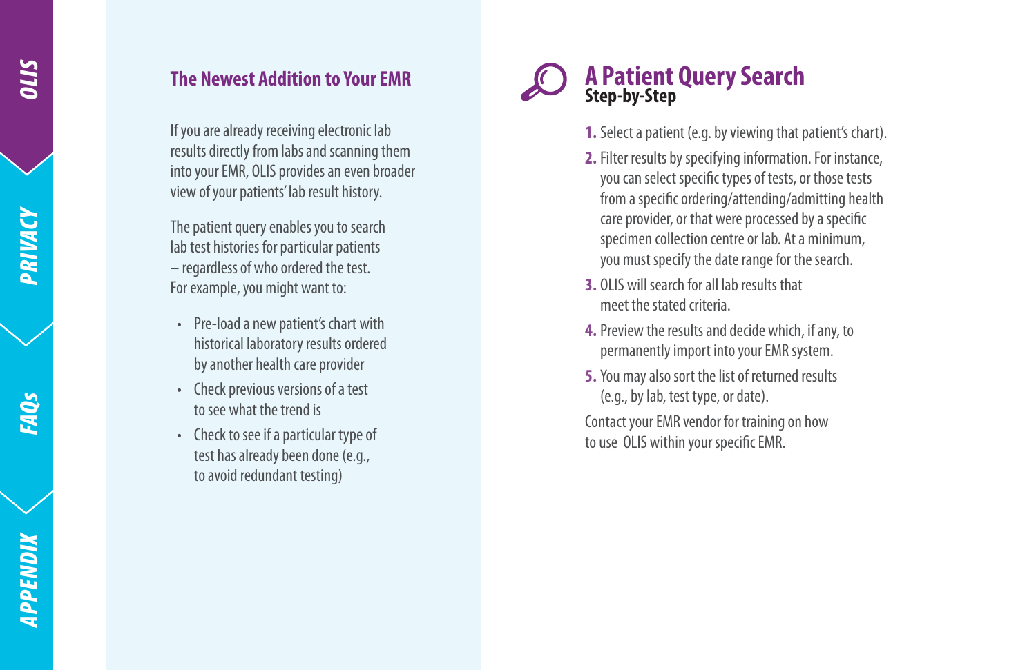## The Newest Addition to Your EMR

If you are already receiving electronic lab results directly from labs and scanning them into your EMR, OLIS provides an even broader view of your patients' lab result history.

The patient query enables you to search lab test histories for particular patients – regardless of who ordered the test. For example, you might want to:

- Pre-load a new patient's chart with historical laboratory results ordered by another health care provider
- Check previous versions of a test to see what the trend is
- Check to see if a particular type of test has already been done (e.g., to avoid redundant testing)

## A Patient Query Search

**Step-by-Step**

1. Select a patient (e.g. by viewing that patient's chart).
2. Filter results by specifying information. For instance, you can select specific types of tests, or those tests from a specific ordering/attending/admitting health care provider, or that were processed by a specific specimen collection centre or lab. At a minimum, you must specify the date range for the search.
3. OLIS will search for all lab results that meet the stated criteria.
4. Preview the results and decide which, if any, to permanently import into your EMR system.
5. You may also sort the list of returned results (e.g., by lab, test type, or date).

Contact your EMR vendor for training on how to use OLIS within your specific EMR.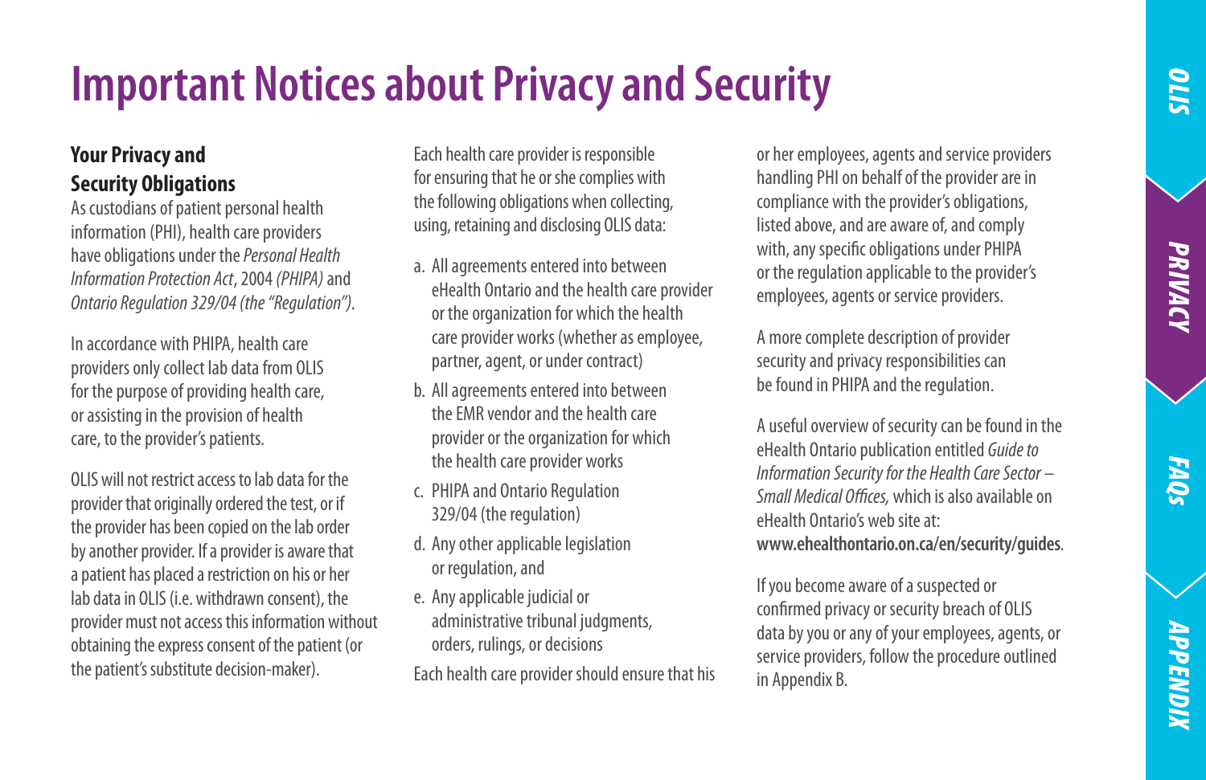# Important Notices about Privacy and Security

### Your Privacy and Security Obligations

As custodians of patient personal health information (PHI), health care providers have obligations under the *Personal Health Information Protection Act*, 2004 *(PHIPA)* and *Ontario Regulation 329/04 (the "Regulation")*.

In accordance with PHIPA, health care providers only collect lab data from OLIS for the purpose of providing health care, or assisting in the provision of health care, to the provider's patients.

OLIS will not restrict access to lab data for the provider that originally ordered the test, or if the provider has been copied on the lab order by another provider. If a provider is aware that a patient has placed a restriction on his or her lab data in OLIS (i.e. withdrawn consent), the provider must not access this information without obtaining the express consent of the patient (or the patient's substitute decision-maker).

Each health care provider is responsible for ensuring that he or she complies with the following obligations when collecting, using, retaining and disclosing OLIS data:

a. All agreements entered into between eHealth Ontario and the health care provider or the organization for which the health care provider works (whether as employee, partner, agent, or under contract)
b. All agreements entered into between the EMR vendor and the health care provider or the organization for which the health care provider works
c. PHIPA and Ontario Regulation 329/04 (the regulation)
d. Any other applicable legislation or regulation, and
e. Any applicable judicial or administrative tribunal judgments, orders, rulings, or decisions

Each health care provider should ensure that his or her employees, agents and service providers handling PHI on behalf of the provider are in compliance with the provider's obligations, listed above, and are aware of, and comply with, any specific obligations under PHIPA or the regulation applicable to the provider's employees, agents or service providers.

A more complete description of provider security and privacy responsibilities can be found in PHIPA and the regulation.

A useful overview of security can be found in the eHealth Ontario publication entitled *Guide to Information Security for the Health Care Sector – Small Medical Offices,* which is also available on eHealth Ontario's web site at: **www.ehealthontario.on.ca/en/security/guides**.

If you become aware of a suspected or confirmed privacy or security breach of OLIS data by you or any of your employees, agents, or service providers, follow the procedure outlined in Appendix B.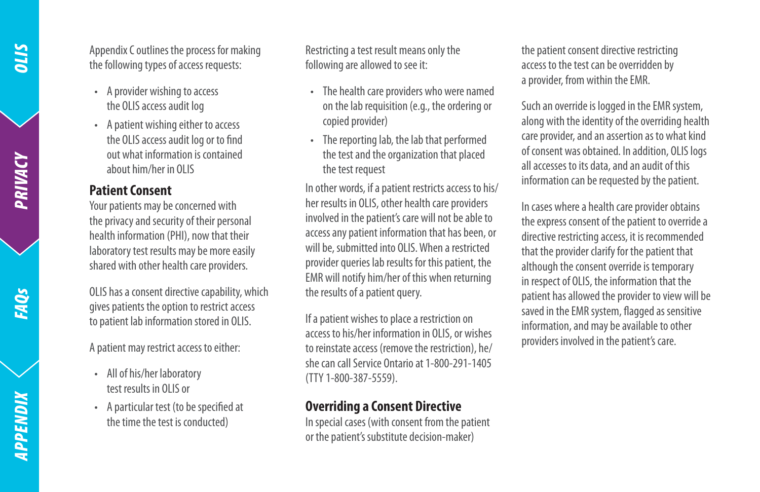Appendix C outlines the process for making the following types of access requests:

- A provider wishing to access the OLIS access audit log
- A patient wishing either to access the OLIS access audit log or to find out what information is contained about him/her in OLIS

## Patient Consent

Your patients may be concerned with the privacy and security of their personal health information (PHI), now that their laboratory test results may be more easily shared with other health care providers.

OLIS has a consent directive capability, which gives patients the option to restrict access to patient lab information stored in OLIS.

A patient may restrict access to either:

- All of his/her laboratory test results in OLIS or
- A particular test (to be specified at the time the test is conducted)

Restricting a test result means only the following are allowed to see it:

- The health care providers who were named on the lab requisition (e.g., the ordering or copied provider)
- The reporting lab, the lab that performed the test and the organization that placed the test request

In other words, if a patient restricts access to his/her results in OLIS, other health care providers involved in the patient's care will not be able to access any patient information that has been, or will be, submitted into OLIS. When a restricted provider queries lab results for this patient, the EMR will notify him/her of this when returning the results of a patient query.

If a patient wishes to place a restriction on access to his/her information in OLIS, or wishes to reinstate access (remove the restriction), he/she can call Service Ontario at 1-800-291-1405 (TTY 1-800-387-5559).

## Overriding a Consent Directive

In special cases (with consent from the patient or the patient's substitute decision-maker) the patient consent directive restricting access to the test can be overridden by a provider, from within the EMR.

Such an override is logged in the EMR system, along with the identity of the overriding health care provider, and an assertion as to what kind of consent was obtained. In addition, OLIS logs all accesses to its data, and an audit of this information can be requested by the patient.

In cases where a health care provider obtains the express consent of the patient to override a directive restricting access, it is recommended that the provider clarify for the patient that although the consent override is temporary in respect of OLIS, the information that the patient has allowed the provider to view will be saved in the EMR system, flagged as sensitive information, and may be available to other providers involved in the patient's care.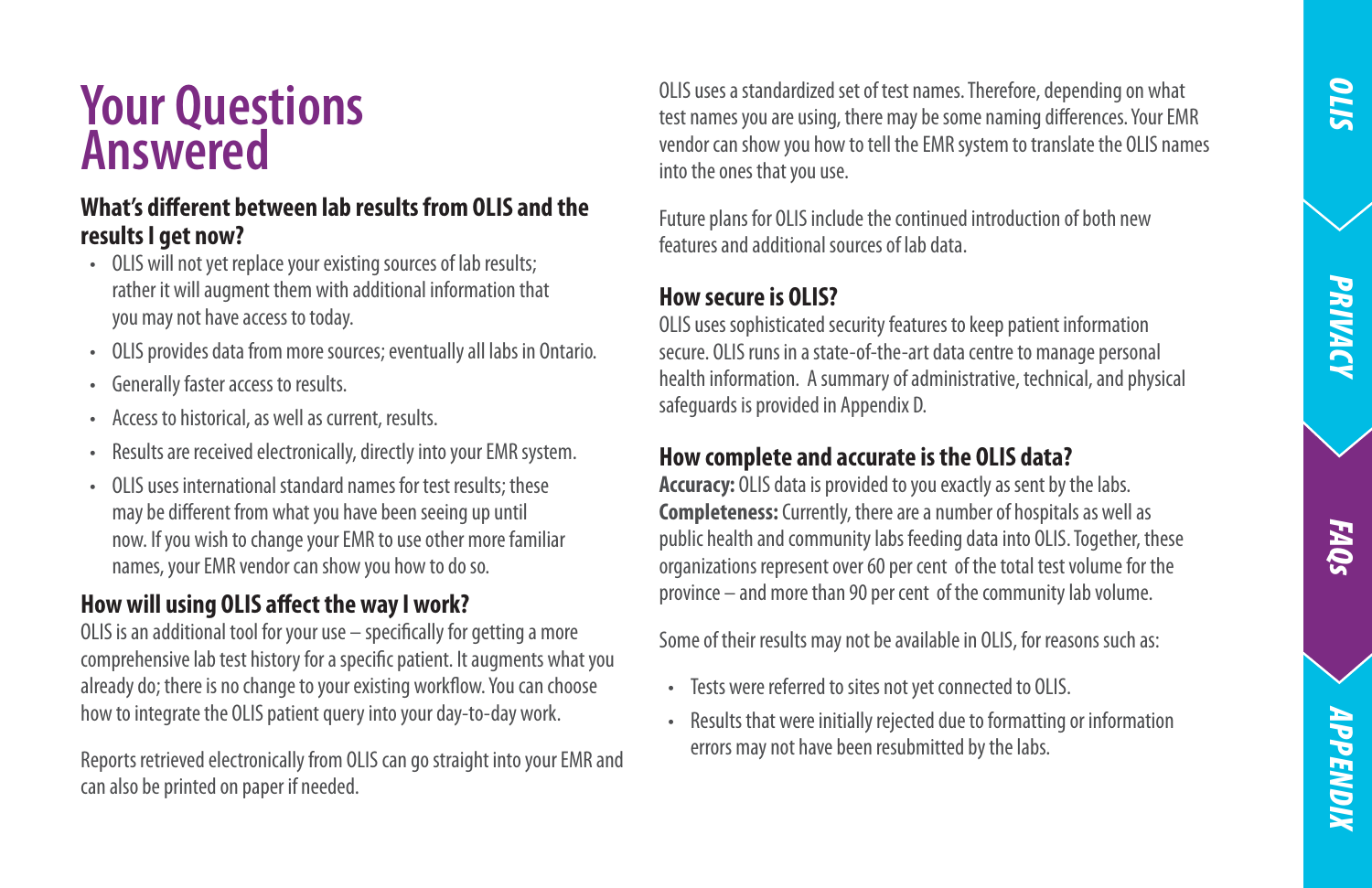# Your Questions Answered

### What's different between lab results from OLIS and the results I get now?

- OLIS will not yet replace your existing sources of lab results; rather it will augment them with additional information that you may not have access to today.
- OLIS provides data from more sources; eventually all labs in Ontario.
- Generally faster access to results.
- Access to historical, as well as current, results.
- Results are received electronically, directly into your EMR system.
- OLIS uses international standard names for test results; these may be different from what you have been seeing up until now. If you wish to change your EMR to use other more familiar names, your EMR vendor can show you how to do so.

### How will using OLIS affect the way I work?

OLIS is an additional tool for your use – specifically for getting a more comprehensive lab test history for a specific patient. It augments what you already do; there is no change to your existing workflow. You can choose how to integrate the OLIS patient query into your day-to-day work.

Reports retrieved electronically from OLIS can go straight into your EMR and can also be printed on paper if needed.

OLIS uses a standardized set of test names. Therefore, depending on what test names you are using, there may be some naming differences. Your EMR vendor can show you how to tell the EMR system to translate the OLIS names into the ones that you use.

Future plans for OLIS include the continued introduction of both new features and additional sources of lab data.

### How secure is OLIS?

OLIS uses sophisticated security features to keep patient information secure. OLIS runs in a state-of-the-art data centre to manage personal health information. A summary of administrative, technical, and physical safeguards is provided in Appendix D.

### How complete and accurate is the OLIS data?

**Accuracy:** OLIS data is provided to you exactly as sent by the labs.
**Completeness:** Currently, there are a number of hospitals as well as public health and community labs feeding data into OLIS. Together, these organizations represent over 60 per cent of the total test volume for the province – and more than 90 per cent of the community lab volume.

Some of their results may not be available in OLIS, for reasons such as:

- Tests were referred to sites not yet connected to OLIS.
- Results that were initially rejected due to formatting or information errors may not have been resubmitted by the labs.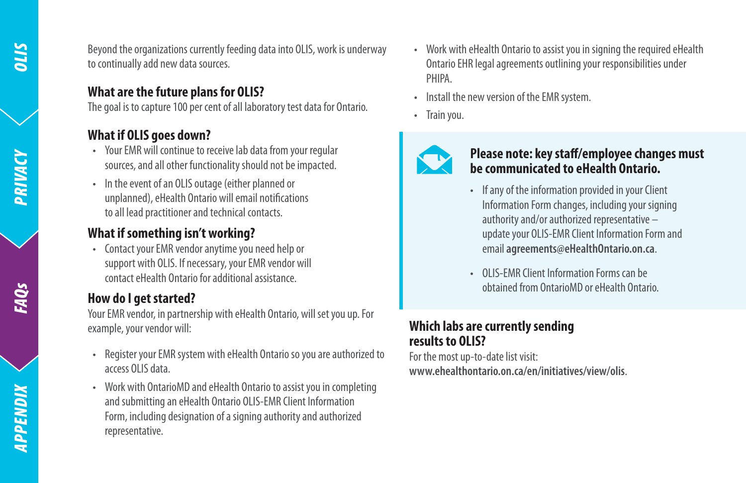Beyond the organizations currently feeding data into OLIS, work is underway to continually add new data sources.

### What are the future plans for OLIS?

The goal is to capture 100 per cent of all laboratory test data for Ontario.

### What if OLIS goes down?

- Your EMR will continue to receive lab data from your regular sources, and all other functionality should not be impacted.
- In the event of an OLIS outage (either planned or unplanned), eHealth Ontario will email notifications to all lead practitioner and technical contacts.

### What if something isn't working?

- Contact your EMR vendor anytime you need help or support with OLIS. If necessary, your EMR vendor will contact eHealth Ontario for additional assistance.

### How do I get started?

Your EMR vendor, in partnership with eHealth Ontario, will set you up. For example, your vendor will:

- Register your EMR system with eHealth Ontario so you are authorized to access OLIS data.
- Work with OntarioMD and eHealth Ontario to assist you in completing and submitting an eHealth Ontario OLIS-EMR Client Information Form, including designation of a signing authority and authorized representative.
- Work with eHealth Ontario to assist you in signing the required eHealth Ontario EHR legal agreements outlining your responsibilities under PHIPA.
- Install the new version of the EMR system.
- Train you.

**Please note: key staff/employee changes must be communicated to eHealth Ontario.**

- If any of the information provided in your Client Information Form changes, including your signing authority and/or authorized representative – update your OLIS-EMR Client Information Form and email **agreements@eHealthOntario.on.ca**.
- OLIS-EMR Client Information Forms can be obtained from OntarioMD or eHealth Ontario.

### Which labs are currently sending results to OLIS?

For the most up-to-date list visit: **www.ehealthontario.on.ca/en/initiatives/view/olis**.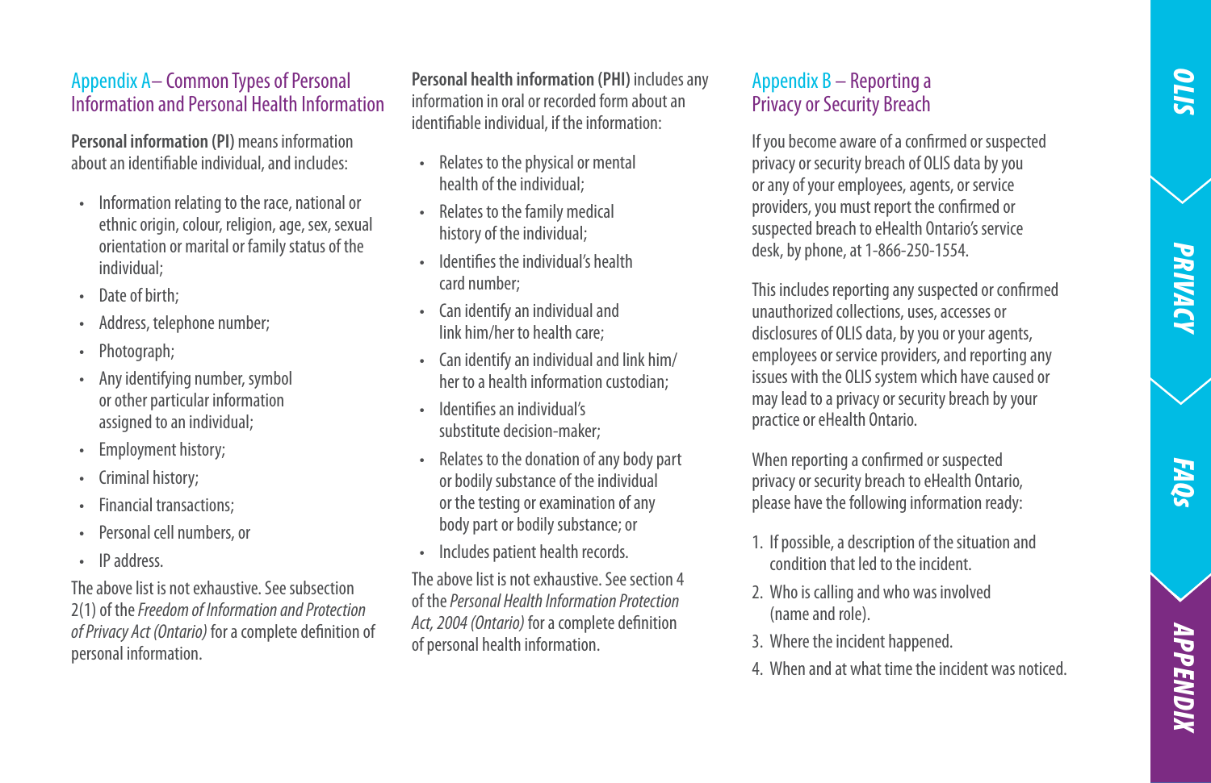## Appendix A– Common Types of Personal Information and Personal Health Information

**Personal information (PI)** means information about an identifiable individual, and includes:

- Information relating to the race, national or ethnic origin, colour, religion, age, sex, sexual orientation or marital or family status of the individual;
- Date of birth;
- Address, telephone number;
- Photograph;
- Any identifying number, symbol or other particular information assigned to an individual;
- Employment history;
- Criminal history;
- Financial transactions;
- Personal cell numbers, or
- IP address.

The above list is not exhaustive. See subsection 2(1) of the *Freedom of Information and Protection of Privacy Act (Ontario)* for a complete definition of personal information.

**Personal health information (PHI)** includes any information in oral or recorded form about an identifiable individual, if the information:

- Relates to the physical or mental health of the individual;
- Relates to the family medical history of the individual;
- Identifies the individual's health card number;
- Can identify an individual and link him/her to health care;
- Can identify an individual and link him/her to a health information custodian;
- Identifies an individual's substitute decision-maker;
- Relates to the donation of any body part or bodily substance of the individual or the testing or examination of any body part or bodily substance; or
- Includes patient health records.

The above list is not exhaustive. See section 4 of the *Personal Health Information Protection Act, 2004 (Ontario)* for a complete definition of personal health information.

## Appendix B – Reporting a Privacy or Security Breach

If you become aware of a confirmed or suspected privacy or security breach of OLIS data by you or any of your employees, agents, or service providers, you must report the confirmed or suspected breach to eHealth Ontario's service desk, by phone, at 1-866-250-1554.

This includes reporting any suspected or confirmed unauthorized collections, uses, accesses or disclosures of OLIS data, by you or your agents, employees or service providers, and reporting any issues with the OLIS system which have caused or may lead to a privacy or security breach by your practice or eHealth Ontario.

When reporting a confirmed or suspected privacy or security breach to eHealth Ontario, please have the following information ready:

1. If possible, a description of the situation and condition that led to the incident.
2. Who is calling and who was involved (name and role).
3. Where the incident happened.
4. When and at what time the incident was noticed.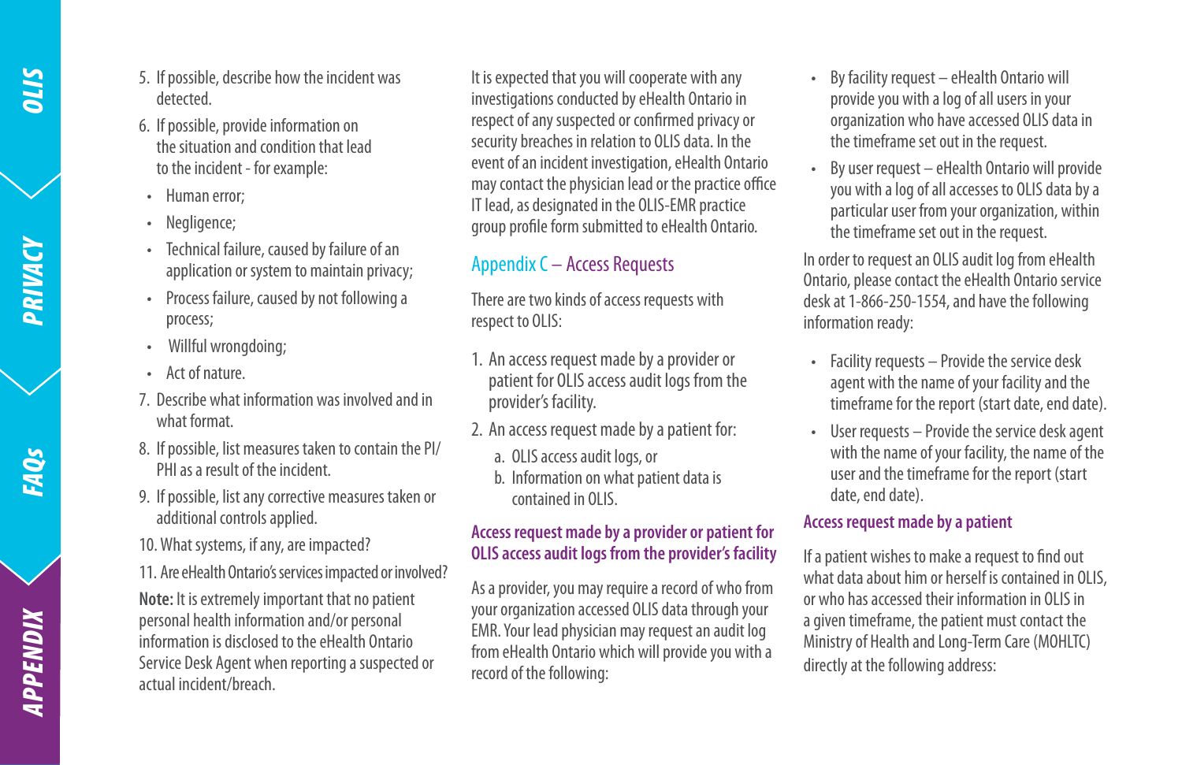5. If possible, describe how the incident was detected.
6. If possible, provide information on the situation and condition that lead to the incident - for example:
   - Human error;
   - Negligence;
   - Technical failure, caused by failure of an application or system to maintain privacy;
   - Process failure, caused by not following a process;
   - Willful wrongdoing;
   - Act of nature.
7. Describe what information was involved and in what format.
8. If possible, list measures taken to contain the PI/PHI as a result of the incident.
9. If possible, list any corrective measures taken or additional controls applied.
10. What systems, if any, are impacted?
11. Are eHealth Ontario's services impacted or involved?

**Note:** It is extremely important that no patient personal health information and/or personal information is disclosed to the eHealth Ontario Service Desk Agent when reporting a suspected or actual incident/breach.

It is expected that you will cooperate with any investigations conducted by eHealth Ontario in respect of any suspected or confirmed privacy or security breaches in relation to OLIS data. In the event of an incident investigation, eHealth Ontario may contact the physician lead or the practice office IT lead, as designated in the OLIS-EMR practice group profile form submitted to eHealth Ontario.

## Appendix C – Access Requests

There are two kinds of access requests with respect to OLIS:

1. An access request made by a provider or patient for OLIS access audit logs from the provider's facility.
2. An access request made by a patient for:
   a. OLIS access audit logs, or
   b. Information on what patient data is contained in OLIS.

### Access request made by a provider or patient for OLIS access audit logs from the provider's facility

As a provider, you may require a record of who from your organization accessed OLIS data through your EMR. Your lead physician may request an audit log from eHealth Ontario which will provide you with a record of the following:

- By facility request – eHealth Ontario will provide you with a log of all users in your organization who have accessed OLIS data in the timeframe set out in the request.
- By user request – eHealth Ontario will provide you with a log of all accesses to OLIS data by a particular user from your organization, within the timeframe set out in the request.

In order to request an OLIS audit log from eHealth Ontario, please contact the eHealth Ontario service desk at 1-866-250-1554, and have the following information ready:

- Facility requests – Provide the service desk agent with the name of your facility and the timeframe for the report (start date, end date).
- User requests – Provide the service desk agent with the name of your facility, the name of the user and the timeframe for the report (start date, end date).

### Access request made by a patient

If a patient wishes to make a request to find out what data about him or herself is contained in OLIS, or who has accessed their information in OLIS in a given timeframe, the patient must contact the Ministry of Health and Long-Term Care (MOHLTC) directly at the following address: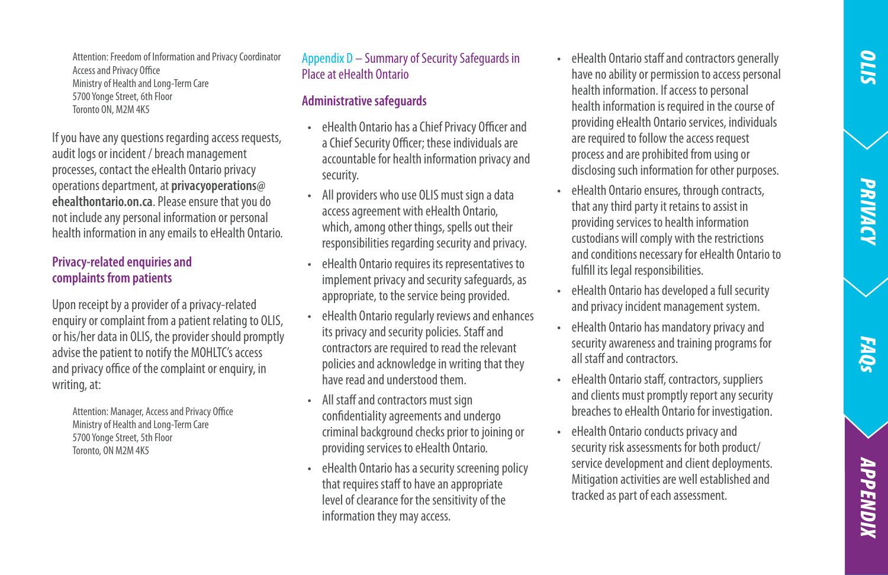Attention: Freedom of Information and Privacy Coordinator
Access and Privacy Office
Ministry of Health and Long-Term Care
5700 Yonge Street, 6th Floor
Toronto ON, M2M 4K5

If you have any questions regarding access requests, audit logs or incident / breach management processes, contact the eHealth Ontario privacy operations department, at **privacyoperations@ehealthontario.on.ca**. Please ensure that you do not include any personal information or personal health information in any emails to eHealth Ontario.

### Privacy-related enquiries and complaints from patients

Upon receipt by a provider of a privacy-related enquiry or complaint from a patient relating to OLIS, or his/her data in OLIS, the provider should promptly advise the patient to notify the MOHLTC's access and privacy office of the complaint or enquiry, in writing, at:

Attention: Manager, Access and Privacy Office
Ministry of Health and Long-Term Care
5700 Yonge Street, 5th Floor
Toronto, ON M2M 4K5

## Appendix D – Summary of Security Safeguards in Place at eHealth Ontario

### Administrative safeguards

- eHealth Ontario has a Chief Privacy Officer and a Chief Security Officer; these individuals are accountable for health information privacy and security.
- All providers who use OLIS must sign a data access agreement with eHealth Ontario, which, among other things, spells out their responsibilities regarding security and privacy.
- eHealth Ontario requires its representatives to implement privacy and security safeguards, as appropriate, to the service being provided.
- eHealth Ontario regularly reviews and enhances its privacy and security policies. Staff and contractors are required to read the relevant policies and acknowledge in writing that they have read and understood them.
- All staff and contractors must sign confidentiality agreements and undergo criminal background checks prior to joining or providing services to eHealth Ontario.
- eHealth Ontario has a security screening policy that requires staff to have an appropriate level of clearance for the sensitivity of the information they may access.
- eHealth Ontario staff and contractors generally have no ability or permission to access personal health information. If access to personal health information is required in the course of providing eHealth Ontario services, individuals are required to follow the access request process and are prohibited from using or disclosing such information for other purposes.
- eHealth Ontario ensures, through contracts, that any third party it retains to assist in providing services to health information custodians will comply with the restrictions and conditions necessary for eHealth Ontario to fulfill its legal responsibilities.
- eHealth Ontario has developed a full security and privacy incident management system.
- eHealth Ontario has mandatory privacy and security awareness and training programs for all staff and contractors.
- eHealth Ontario staff, contractors, suppliers and clients must promptly report any security breaches to eHealth Ontario for investigation.
- eHealth Ontario conducts privacy and security risk assessments for both product/service development and client deployments. Mitigation activities are well established and tracked as part of each assessment.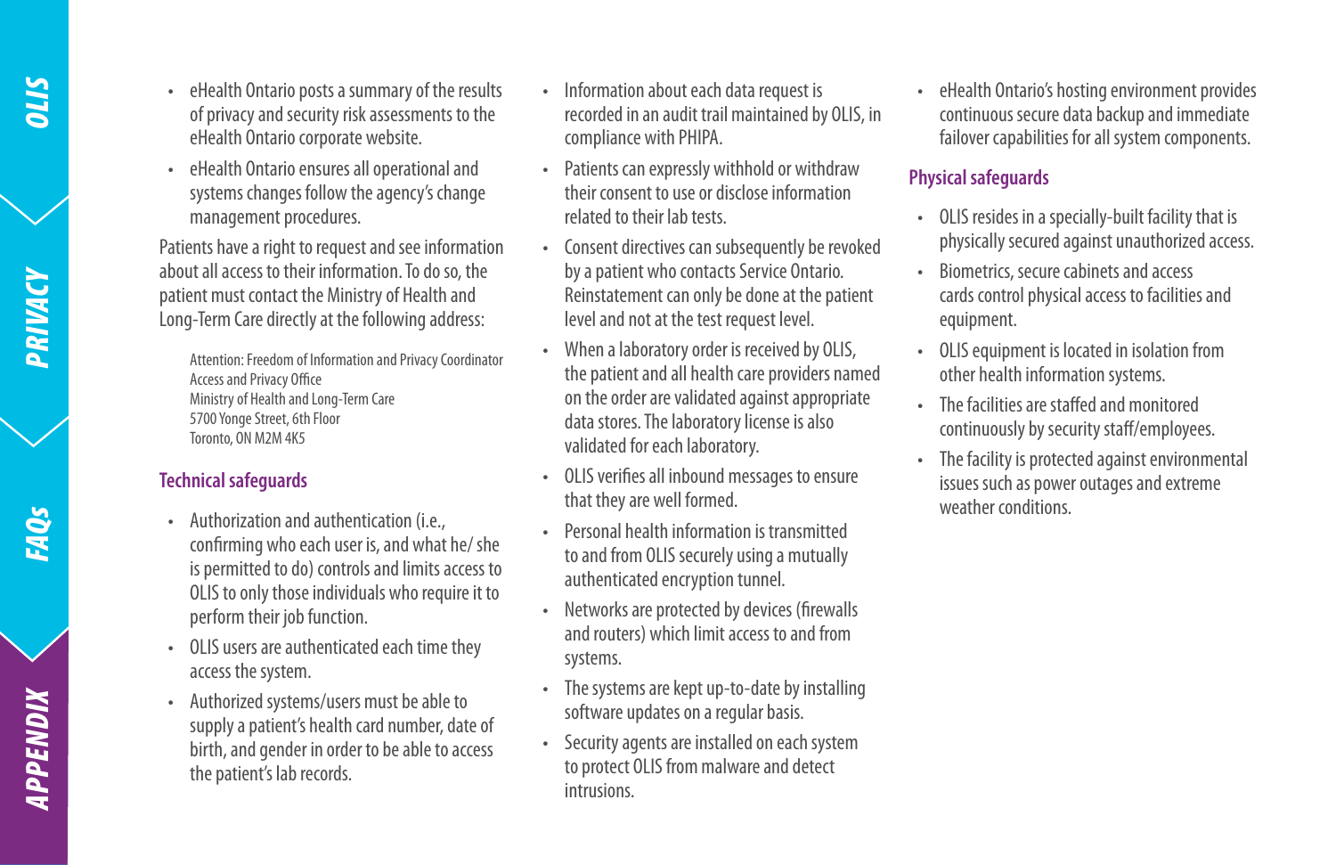- eHealth Ontario posts a summary of the results of privacy and security risk assessments to the eHealth Ontario corporate website.
- eHealth Ontario ensures all operational and systems changes follow the agency's change management procedures.

Patients have a right to request and see information about all access to their information. To do so, the patient must contact the Ministry of Health and Long-Term Care directly at the following address:

> Attention: Freedom of Information and Privacy Coordinator
> Access and Privacy Office
> Ministry of Health and Long-Term Care
> 5700 Yonge Street, 6th Floor
> Toronto, ON M2M 4K5

### Technical safeguards

- Authorization and authentication (i.e., confirming who each user is, and what he/ she is permitted to do) controls and limits access to OLIS to only those individuals who require it to perform their job function.
- OLIS users are authenticated each time they access the system.
- Authorized systems/users must be able to supply a patient's health card number, date of birth, and gender in order to be able to access the patient's lab records.
- Information about each data request is recorded in an audit trail maintained by OLIS, in compliance with PHIPA.
- Patients can expressly withhold or withdraw their consent to use or disclose information related to their lab tests.
- Consent directives can subsequently be revoked by a patient who contacts Service Ontario. Reinstatement can only be done at the patient level and not at the test request level.
- When a laboratory order is received by OLIS, the patient and all health care providers named on the order are validated against appropriate data stores. The laboratory license is also validated for each laboratory.
- OLIS verifies all inbound messages to ensure that they are well formed.
- Personal health information is transmitted to and from OLIS securely using a mutually authenticated encryption tunnel.
- Networks are protected by devices (firewalls and routers) which limit access to and from systems.
- The systems are kept up-to-date by installing software updates on a regular basis.
- Security agents are installed on each system to protect OLIS from malware and detect intrusions.
- eHealth Ontario's hosting environment provides continuous secure data backup and immediate failover capabilities for all system components.

### Physical safeguards

- OLIS resides in a specially-built facility that is physically secured against unauthorized access.
- Biometrics, secure cabinets and access cards control physical access to facilities and equipment.
- OLIS equipment is located in isolation from other health information systems.
- The facilities are staffed and monitored continuously by security staff/employees.
- The facility is protected against environmental issues such as power outages and extreme weather conditions.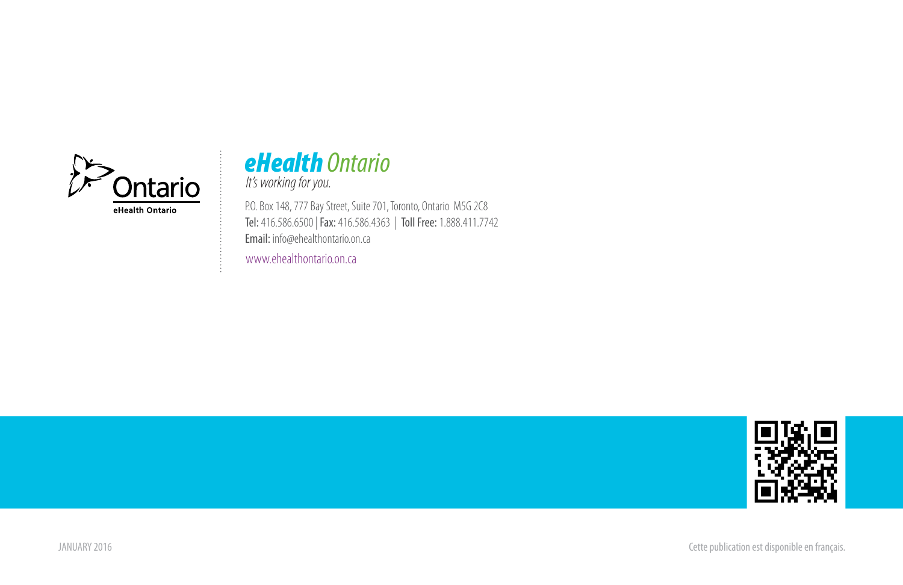Ontario

eHealth Ontario

**eHealth** *Ontario*

*It's working for you.*

P.O. Box 148, 777 Bay Street, Suite 701, Toronto, Ontario M5G 2C8

**Tel:** 416.586.6500 | **Fax:** 416.586.4363 | **Toll Free:** 1.888.411.7742

**Email:** info@ehealthontario.on.ca

www.ehealthontario.on.ca

JANUARY 2016

Cette publication est disponible en français.